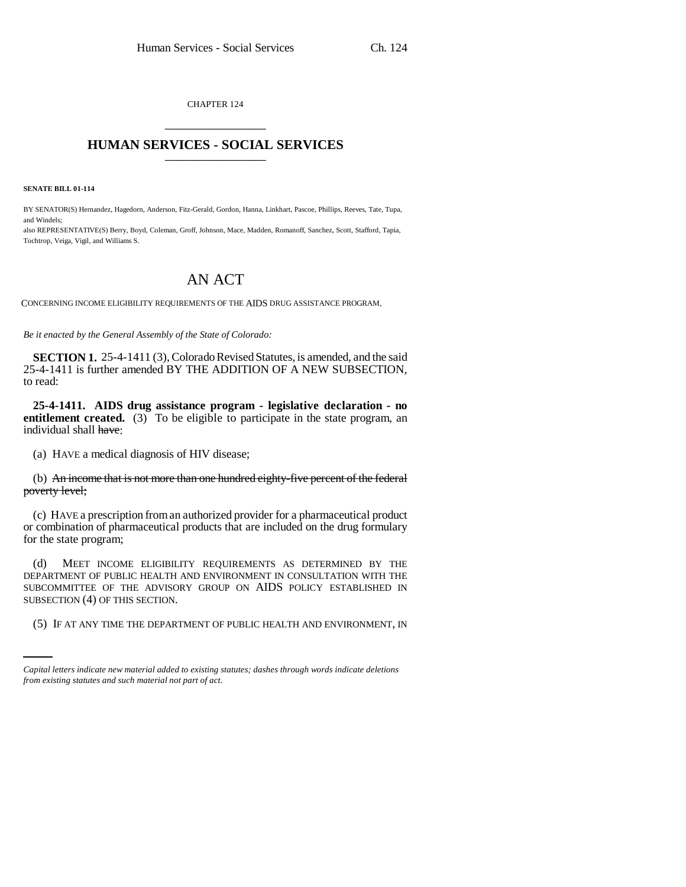CHAPTER 124

# HUMAN SERVICES - SOCIAL SERVICES

**SENATE BILL 01-114**

BY SENATOR(S) Hernandez, Hagedorn, Anderson, Fitz-Gerald, Gordon, Hanna, Linkhart, Pascoe, Phillips, Reeves, Tate, Tupa, and Windels;
also REPRESENTATIVE(S) Berry, Boyd, Coleman, Groff, Johnson, Mace, Madden, Romanoff, Sanchez, Scott, Stafford, Tapia, Tochtrop, Veiga, Vigil, and Williams S.

## AN ACT

CONCERNING INCOME ELIGIBILITY REQUIREMENTS OF THE AIDS DRUG ASSISTANCE PROGRAM.

*Be it enacted by the General Assembly of the State of Colorado:*

**SECTION 1.** 25-4-1411 (3), Colorado Revised Statutes, is amended, and the said 25-4-1411 is further amended BY THE ADDITION OF A NEW SUBSECTION, to read:

**25-4-1411. AIDS drug assistance program - legislative declaration - no entitlement created.** (3) To be eligible to participate in the state program, an individual shall ~~have~~:

(a) HAVE a medical diagnosis of HIV disease;

(b) ~~An income that is not more than one hundred eighty-five percent of the federal poverty level;~~

(c) HAVE a prescription from an authorized provider for a pharmaceutical product or combination of pharmaceutical products that are included on the drug formulary for the state program;

(d) MEET INCOME ELIGIBILITY REQUIREMENTS AS DETERMINED BY THE DEPARTMENT OF PUBLIC HEALTH AND ENVIRONMENT IN CONSULTATION WITH THE SUBCOMMITTEE OF THE ADVISORY GROUP ON AIDS POLICY ESTABLISHED IN SUBSECTION (4) OF THIS SECTION.

(5) IF AT ANY TIME THE DEPARTMENT OF PUBLIC HEALTH AND ENVIRONMENT, IN

*Capital letters indicate new material added to existing statutes; dashes through words indicate deletions from existing statutes and such material not part of act.*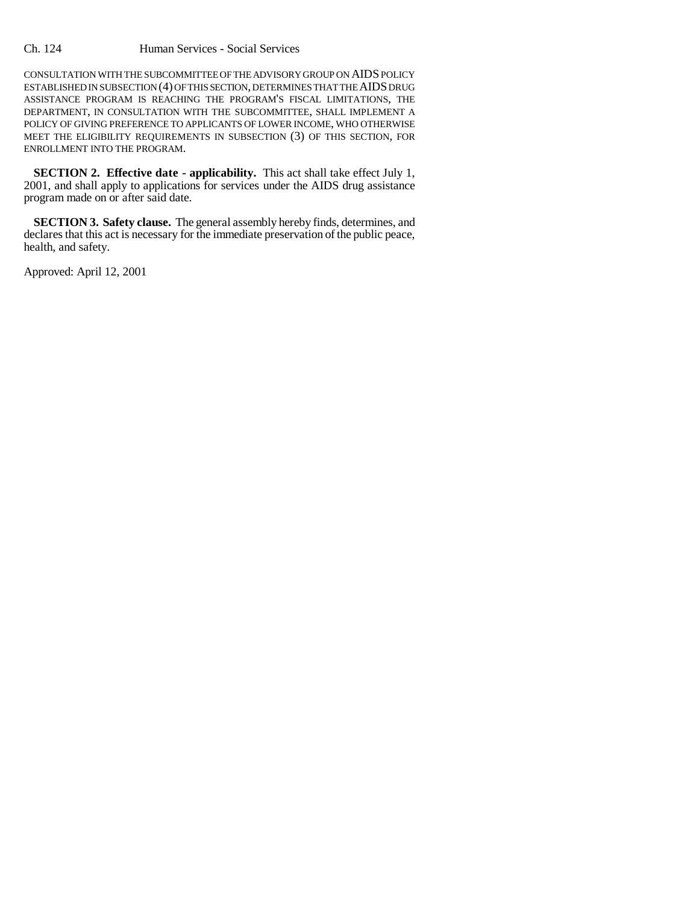CONSULTATION WITH THE SUBCOMMITTEE OF THE ADVISORY GROUP ON AIDS POLICY ESTABLISHED IN SUBSECTION (4) OF THIS SECTION, DETERMINES THAT THE AIDS DRUG ASSISTANCE PROGRAM IS REACHING THE PROGRAM'S FISCAL LIMITATIONS, THE DEPARTMENT, IN CONSULTATION WITH THE SUBCOMMITTEE, SHALL IMPLEMENT A POLICY OF GIVING PREFERENCE TO APPLICANTS OF LOWER INCOME, WHO OTHERWISE MEET THE ELIGIBILITY REQUIREMENTS IN SUBSECTION (3) OF THIS SECTION, FOR ENROLLMENT INTO THE PROGRAM.

**SECTION 2. Effective date - applicability.** This act shall take effect July 1, 2001, and shall apply to applications for services under the AIDS drug assistance program made on or after said date.

**SECTION 3. Safety clause.** The general assembly hereby finds, determines, and declares that this act is necessary for the immediate preservation of the public peace, health, and safety.

Approved: April 12, 2001